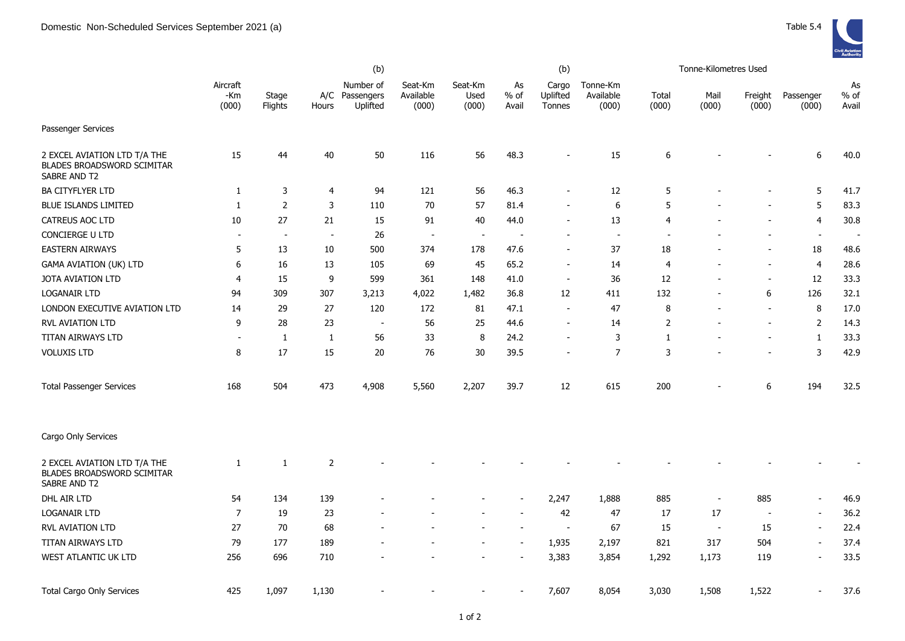# Domestic Non-Scheduled Services September 2021 (a)

Table 5.4

| | Aircraft -Km (000) | Stage Flights | A/C Hours | (b) Number of Passengers Uplifted | Seat-Km Available (000) | Seat-Km Used (000) | As % of Avail | (b) Cargo Uplifted Tonnes | Tonne-Km Available (000) | Tonne-Kilometres Used Total (000) | Mail (000) | Freight (000) | Passenger (000) | As % of Avail |
|---|---|---|---|---|---|---|---|---|---|---|---|---|---|---|
| **Passenger Services** | | | | | | | | | | | | | | |
| 2 EXCEL AVIATION LTD T/A THE BLADES BROADSWORD SCIMITAR SABRE AND T2 | 15 | 44 | 40 | 50 | 116 | 56 | 48.3 | - | 15 | 6 | - | - | 6 | 40.0 |
| BA CITYFLYER LTD | 1 | 3 | 4 | 94 | 121 | 56 | 46.3 | - | 12 | 5 | - | - | 5 | 41.7 |
| BLUE ISLANDS LIMITED | 1 | 2 | 3 | 110 | 70 | 57 | 81.4 | - | 6 | 5 | - | - | 5 | 83.3 |
| CATREUS AOC LTD | 10 | 27 | 21 | 15 | 91 | 40 | 44.0 | - | 13 | 4 | - | - | 4 | 30.8 |
| CONCIERGE U LTD | - | - | - | 26 | - | - | - | - | - | - | - | - | - | - |
| EASTERN AIRWAYS | 5 | 13 | 10 | 500 | 374 | 178 | 47.6 | - | 37 | 18 | - | - | 18 | 48.6 |
| GAMA AVIATION (UK) LTD | 6 | 16 | 13 | 105 | 69 | 45 | 65.2 | - | 14 | 4 | - | - | 4 | 28.6 |
| JOTA AVIATION LTD | 4 | 15 | 9 | 599 | 361 | 148 | 41.0 | - | 36 | 12 | - | - | 12 | 33.3 |
| LOGANAIR LTD | 94 | 309 | 307 | 3,213 | 4,022 | 1,482 | 36.8 | 12 | 411 | 132 | - | 6 | 126 | 32.1 |
| LONDON EXECUTIVE AVIATION LTD | 14 | 29 | 27 | 120 | 172 | 81 | 47.1 | - | 47 | 8 | - | - | 8 | 17.0 |
| RVL AVIATION LTD | 9 | 28 | 23 | - | 56 | 25 | 44.6 | - | 14 | 2 | - | - | 2 | 14.3 |
| TITAN AIRWAYS LTD | - | 1 | 1 | 56 | 33 | 8 | 24.2 | - | 3 | 1 | - | - | 1 | 33.3 |
| VOLUXIS LTD | 8 | 17 | 15 | 20 | 76 | 30 | 39.5 | - | 7 | 3 | - | - | 3 | 42.9 |
| **Total Passenger Services** | 168 | 504 | 473 | 4,908 | 5,560 | 2,207 | 39.7 | 12 | 615 | 200 | - | 6 | 194 | 32.5 |
| **Cargo Only Services** | | | | | | | | | | | | | | |
| 2 EXCEL AVIATION LTD T/A THE BLADES BROADSWORD SCIMITAR SABRE AND T2 | 1 | 1 | 2 | - | - | - | - | - | - | - | - | - | - | - |
| DHL AIR LTD | 54 | 134 | 139 | - | - | - | - | 2,247 | 1,888 | 885 | - | 885 | - | 46.9 |
| LOGANAIR LTD | 7 | 19 | 23 | - | - | - | - | 42 | 47 | 17 | 17 | - | - | 36.2 |
| RVL AVIATION LTD | 27 | 70 | 68 | - | - | - | - | - | 67 | 15 | - | 15 | - | 22.4 |
| TITAN AIRWAYS LTD | 79 | 177 | 189 | - | - | - | - | 1,935 | 2,197 | 821 | 317 | 504 | - | 37.4 |
| WEST ATLANTIC UK LTD | 256 | 696 | 710 | - | - | - | - | 3,383 | 3,854 | 1,292 | 1,173 | 119 | - | 33.5 |
| **Total Cargo Only Services** | 425 | 1,097 | 1,130 | - | - | - | - | 7,607 | 8,054 | 3,030 | 1,508 | 1,522 | - | 37.6 |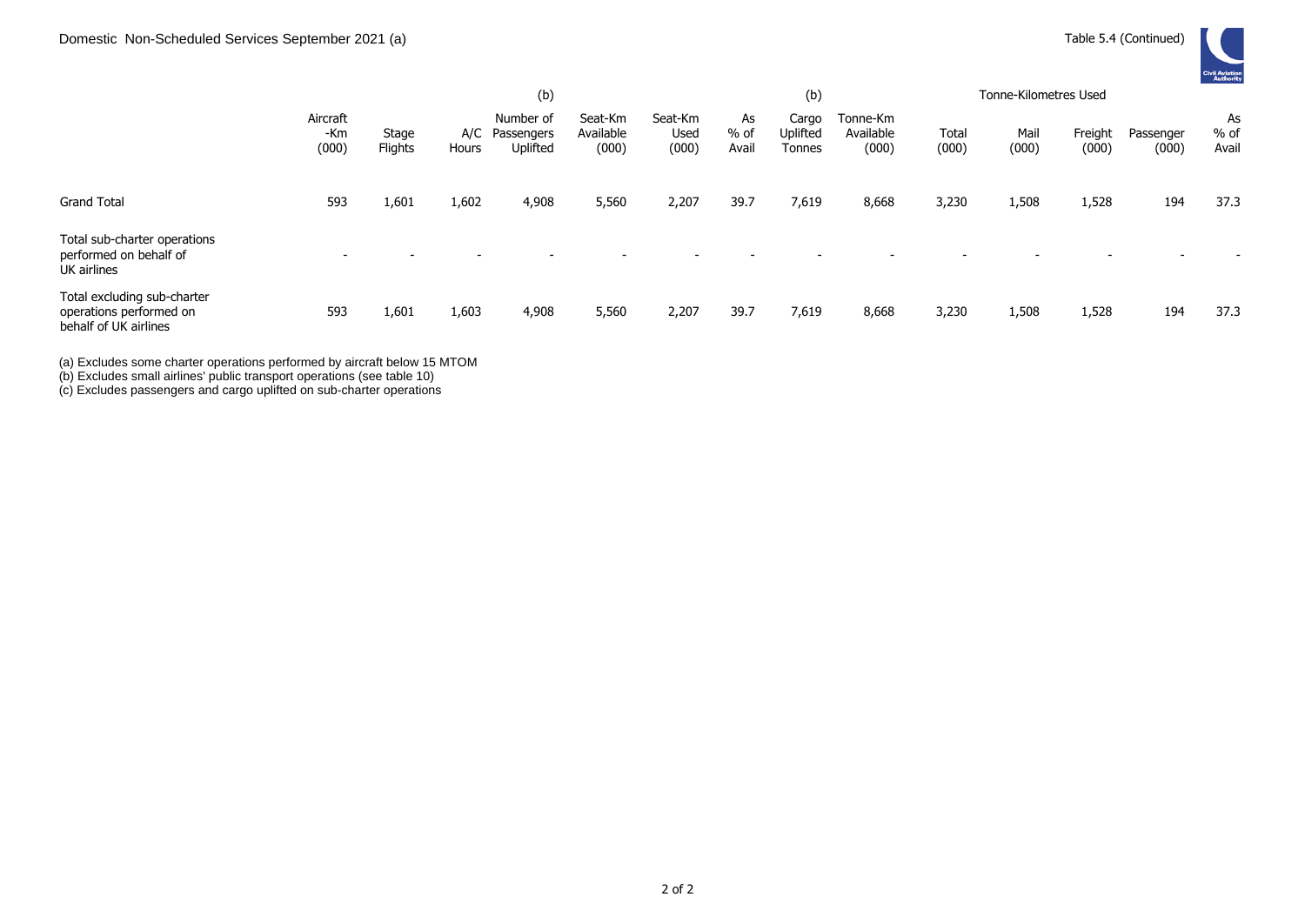Domestic Non-Scheduled Services September 2021 (a)

Table 5.4 (Continued)

| | Aircraft -Km (000) | Stage Flights | A/C Hours | (b) Number of Passengers Uplifted | Seat-Km Available (000) | Seat-Km Used (000) | As % of Avail | (b) Cargo Uplifted Tonnes | Tonne-Km Available (000) | Tonne-Kilometres Used Total (000) | Mail (000) | Freight (000) | Passenger (000) | As % of Avail |
|---|---|---|---|---|---|---|---|---|---|---|---|---|---|---|
| Grand Total | 593 | 1,601 | 1,602 | 4,908 | 5,560 | 2,207 | 39.7 | 7,619 | 8,668 | 3,230 | 1,508 | 1,528 | 194 | 37.3 |
| Total sub-charter operations performed on behalf of UK airlines | - | - | - | - | - | - | - | - | - | - | - | - | - | - |
| Total excluding sub-charter operations performed on behalf of UK airlines | 593 | 1,601 | 1,603 | 4,908 | 5,560 | 2,207 | 39.7 | 7,619 | 8,668 | 3,230 | 1,508 | 1,528 | 194 | 37.3 |

(a) Excludes some charter operations performed by aircraft below 15 MTOM
(b) Excludes small airlines' public transport operations (see table 10)
(c) Excludes passengers and cargo uplifted on sub-charter operations